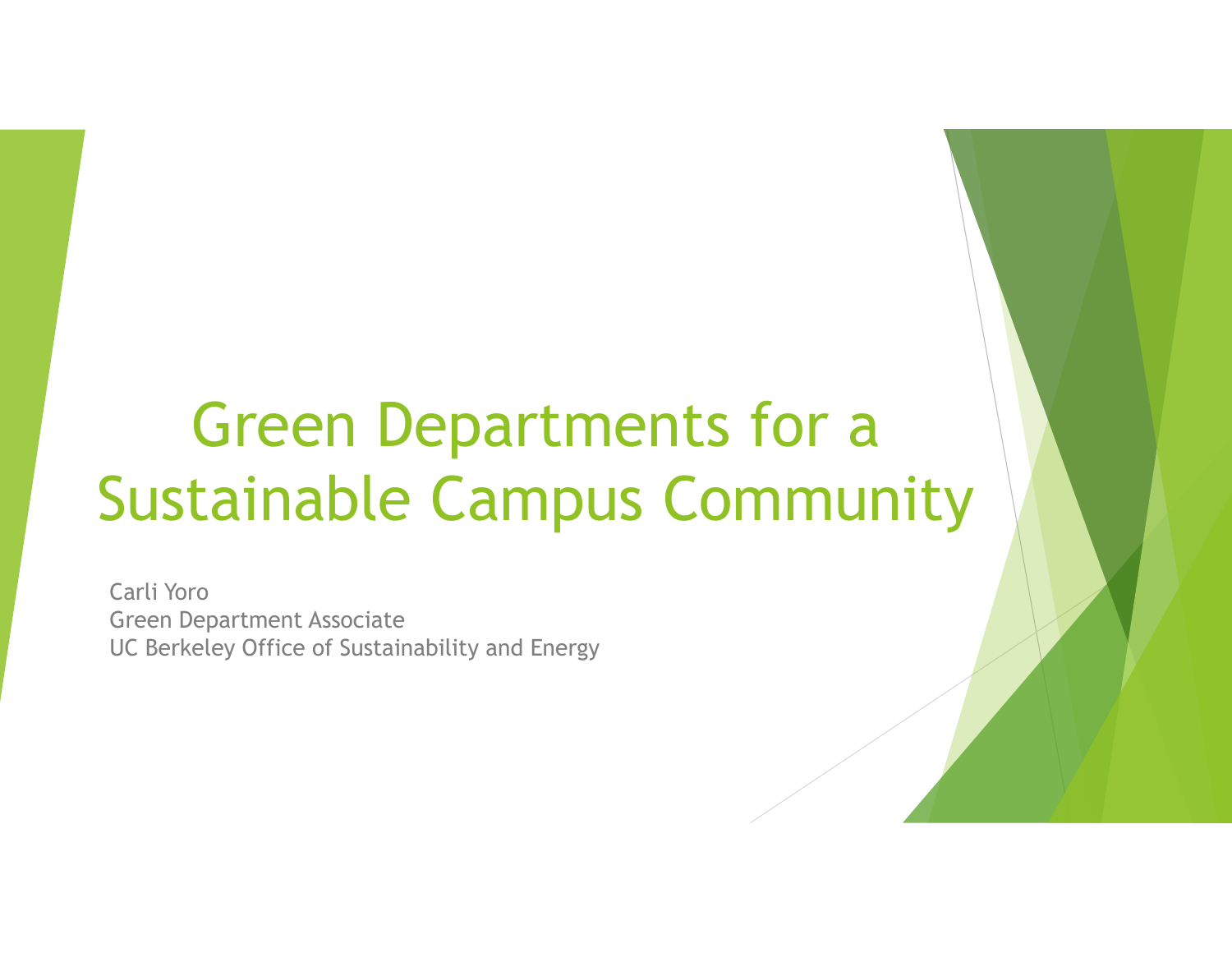# Green Departments for a Sustainable Campus Community

Carli Yoro
Green Department Associate
UC Berkeley Office of Sustainability and Energy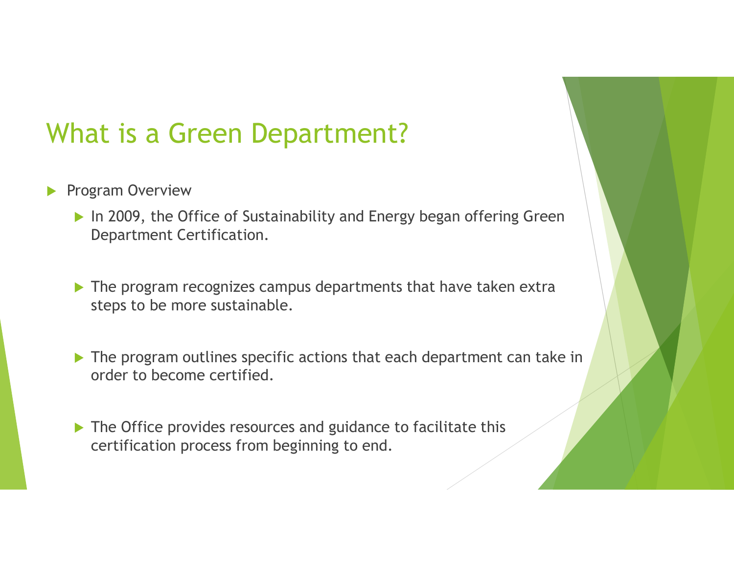# What is a Green Department?

- Program Overview
  - In 2009, the Office of Sustainability and Energy began offering Green Department Certification.
  - The program recognizes campus departments that have taken extra steps to be more sustainable.
  - The program outlines specific actions that each department can take in order to become certified.
  - The Office provides resources and guidance to facilitate this certification process from beginning to end.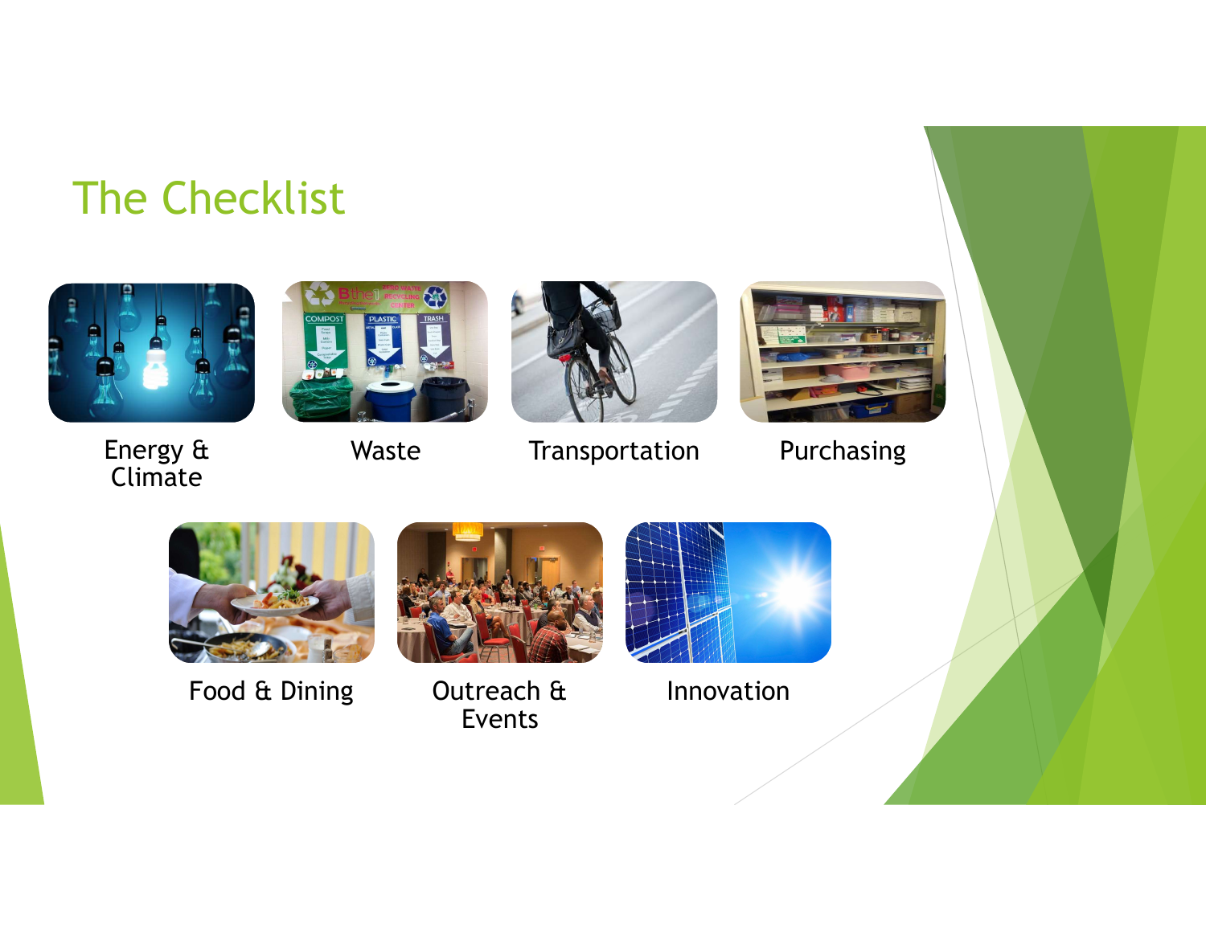# The Checklist

- Energy & Climate
- Waste
- Transportation
- Purchasing
- Food & Dining
- Outreach & Events
- Innovation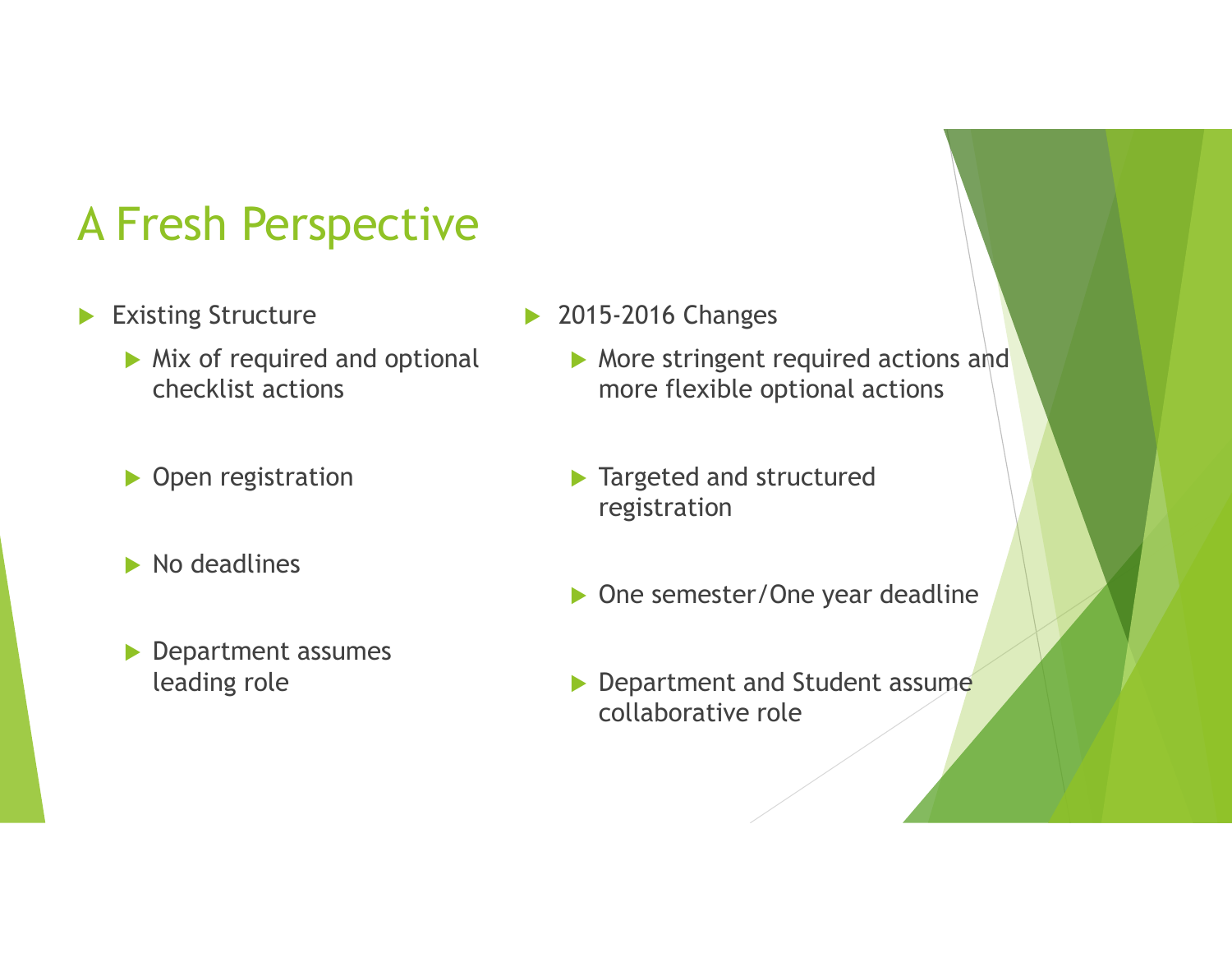# A Fresh Perspective

- Existing Structure
  - Mix of required and optional checklist actions
  - Open registration
  - No deadlines
  - Department assumes leading role

- 2015-2016 Changes
  - More stringent required actions and more flexible optional actions
  - Targeted and structured registration
  - One semester/One year deadline
  - Department and Student assume collaborative role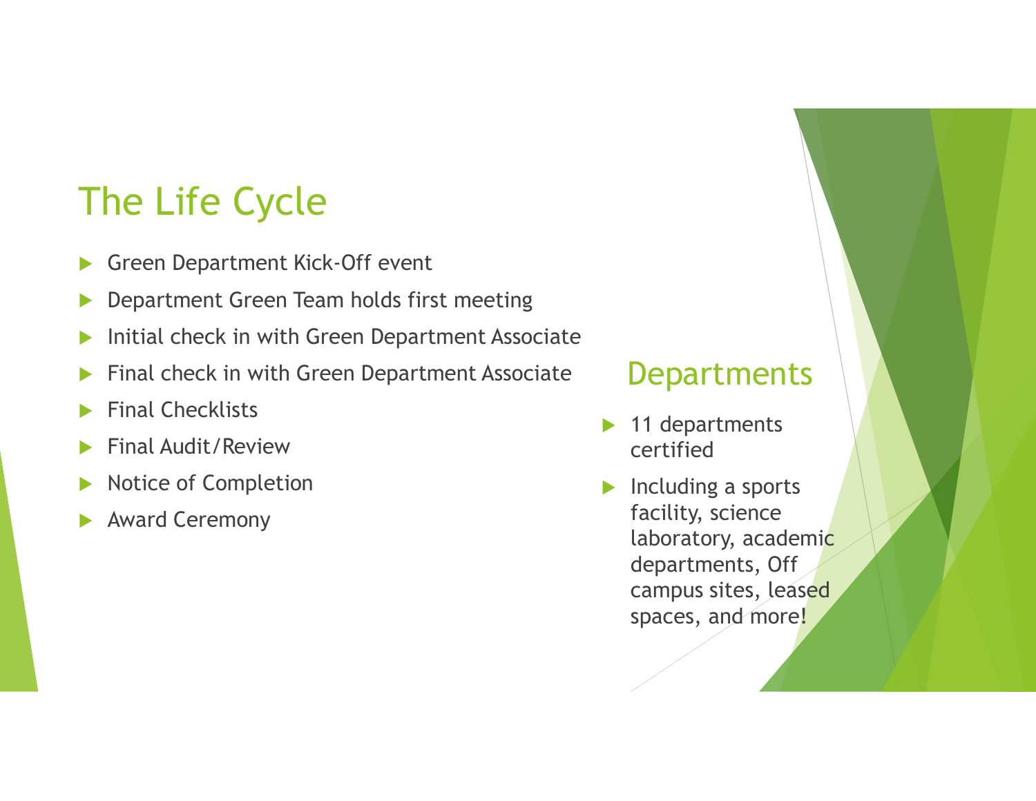# The Life Cycle

- Green Department Kick-Off event
- Department Green Team holds first meeting
- Initial check in with Green Department Associate
- Final check in with Green Department Associate
- Final Checklists
- Final Audit/Review
- Notice of Completion
- Award Ceremony

## Departments

- 11 departments certified
- Including a sports facility, science laboratory, academic departments, Off campus sites, leased spaces, and more!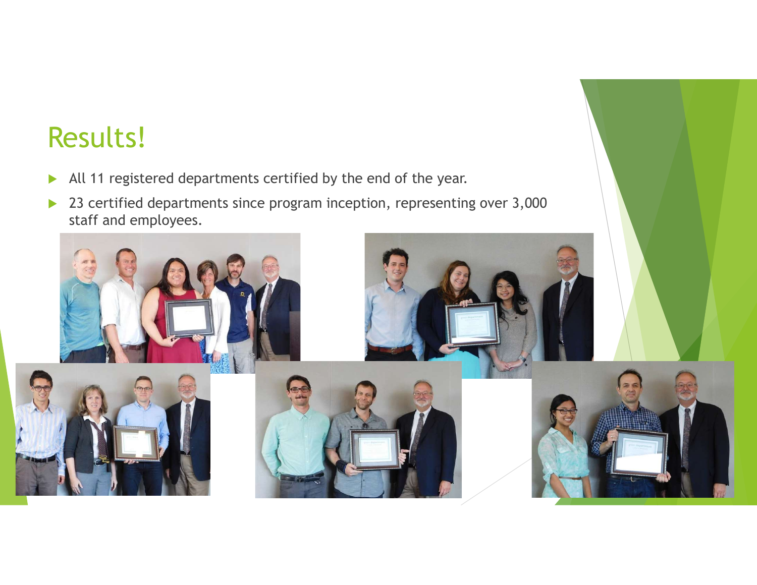# Results!

- All 11 registered departments certified by the end of the year.
- 23 certified departments since program inception, representing over 3,000 staff and employees.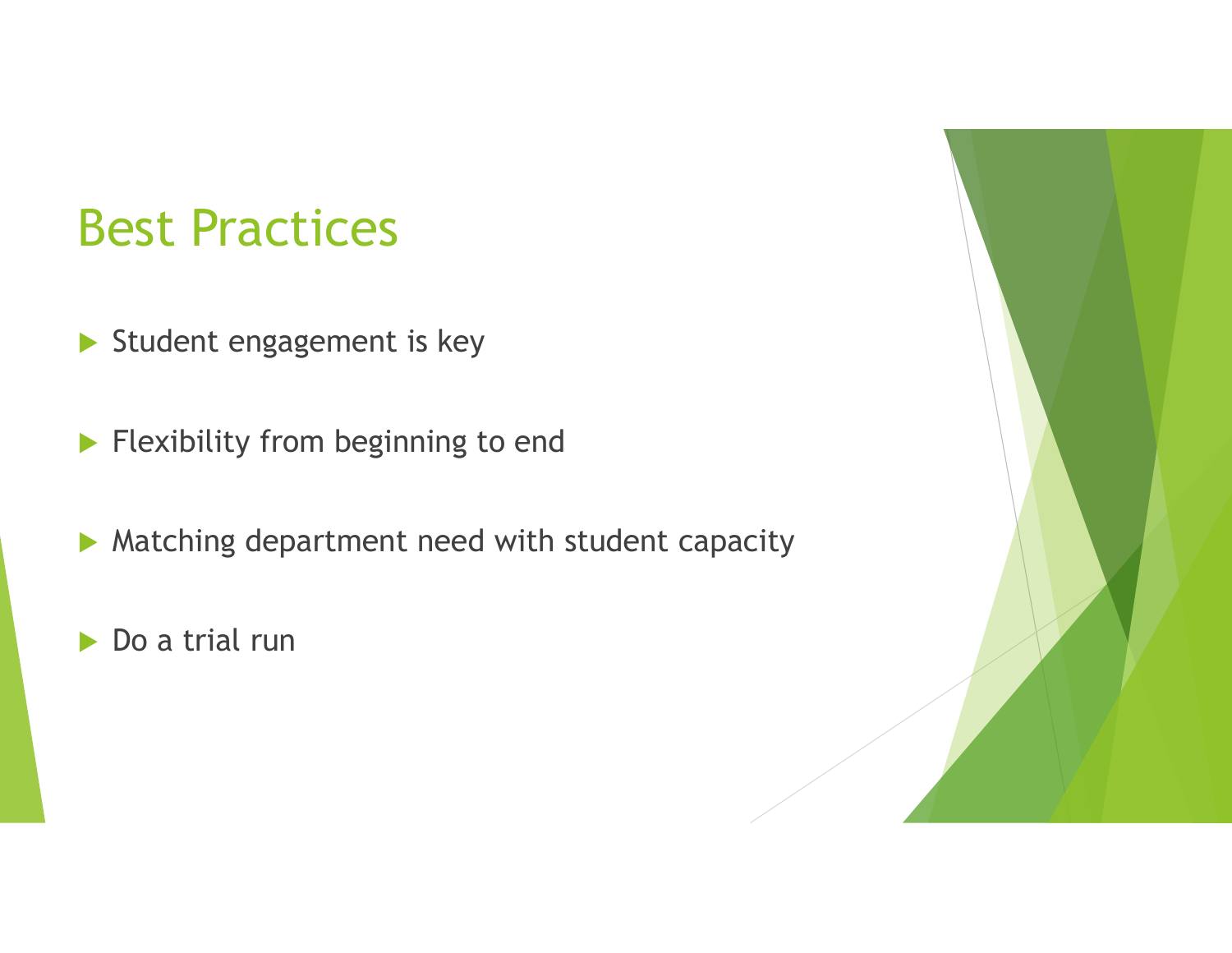# Best Practices

- Student engagement is key
- Flexibility from beginning to end
- Matching department need with student capacity
- Do a trial run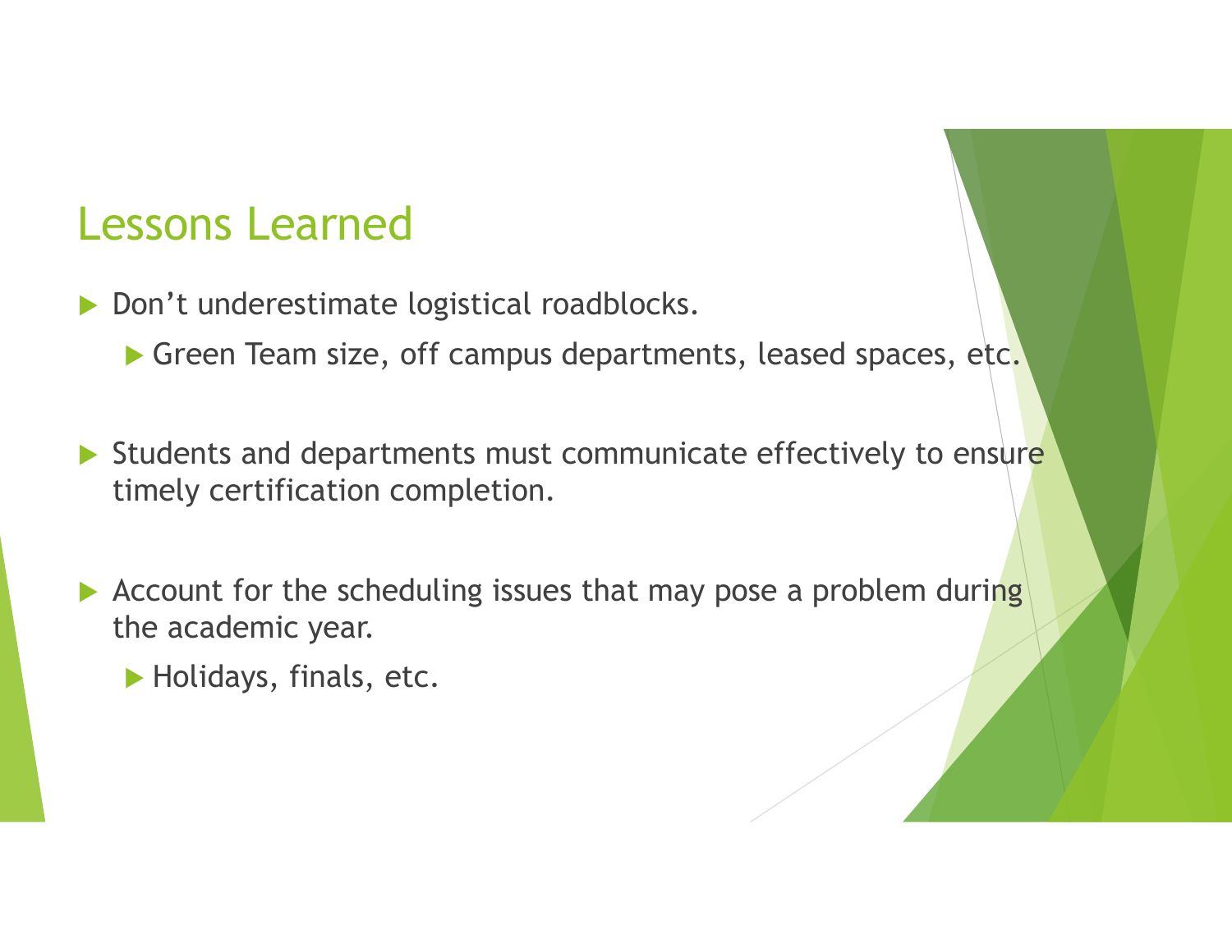## Lessons Learned

- Don't underestimate logistical roadblocks.
  - Green Team size, off campus departments, leased spaces, etc.
- Students and departments must communicate effectively to ensure timely certification completion.
- Account for the scheduling issues that may pose a problem during the academic year.
  - Holidays, finals, etc.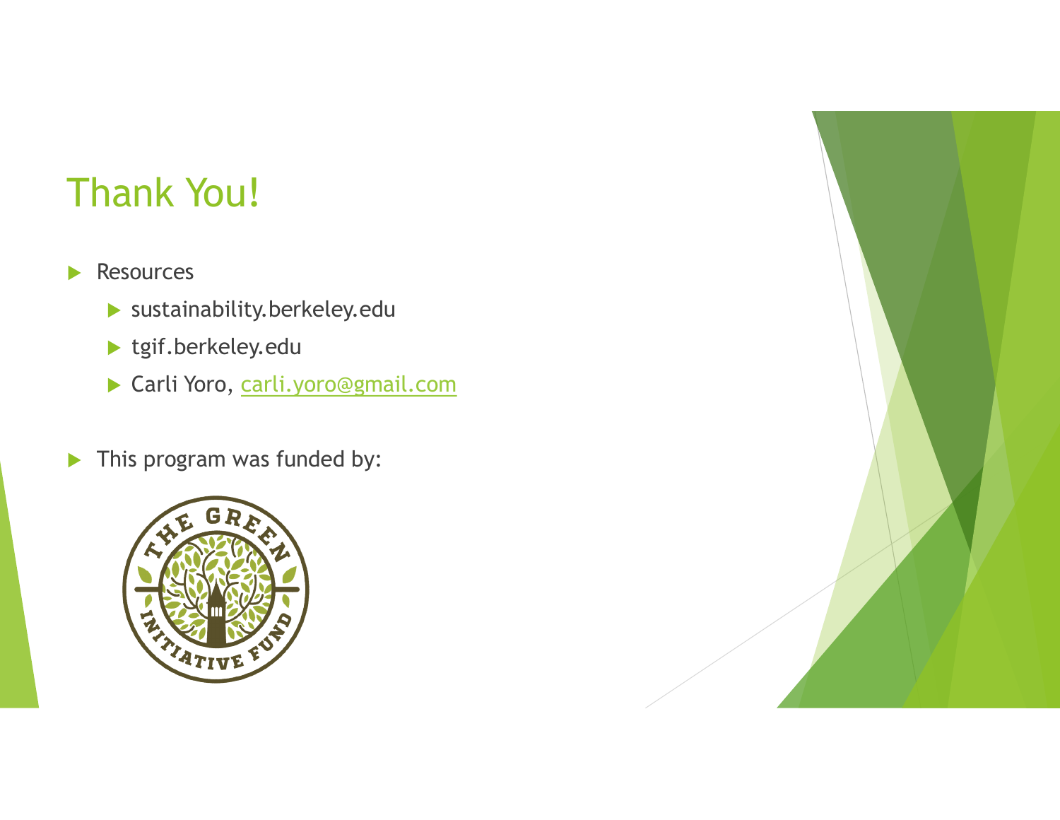# Thank You!

- Resources
  - sustainability.berkeley.edu
  - tgif.berkeley.edu
  - Carli Yoro, carli.yoro@gmail.com

- This program was funded by: